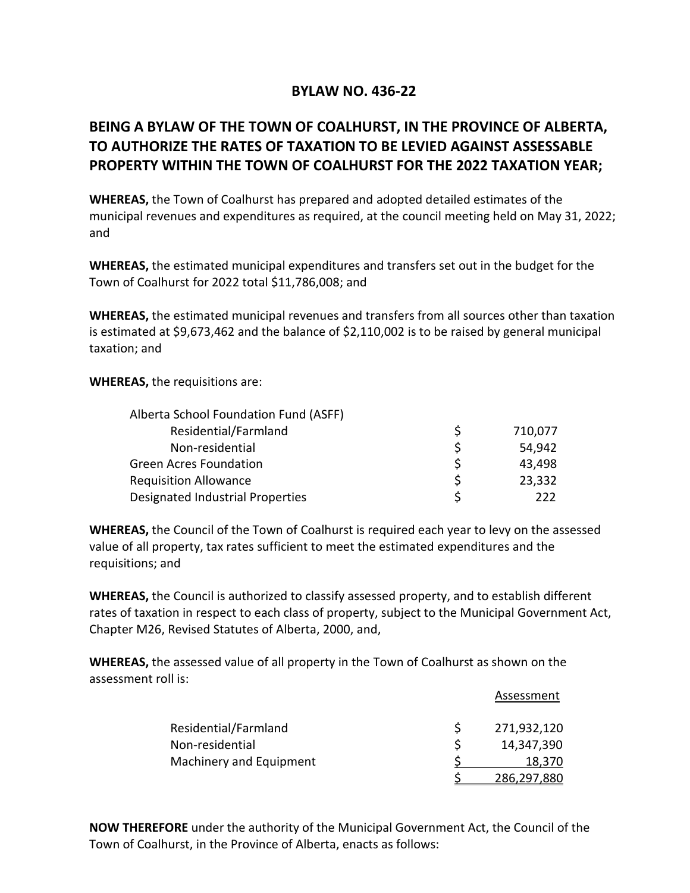# BYLAW NO. 436-22

## BEING A BYLAW OF THE TOWN OF COALHURST, IN THE PROVINCE OF ALBERTA, TO AUTHORIZE THE RATES OF TAXATION TO BE LEVIED AGAINST ASSESSABLE PROPERTY WITHIN THE TOWN OF COALHURST FOR THE 2022 TAXATION YEAR;

**WHEREAS,** the Town of Coalhurst has prepared and adopted detailed estimates of the municipal revenues and expenditures as required, at the council meeting held on May 31, 2022; and

**WHEREAS,** the estimated municipal expenditures and transfers set out in the budget for the Town of Coalhurst for 2022 total $11,786,008; and

**WHEREAS,** the estimated municipal revenues and transfers from all sources other than taxation is estimated at $9,673,462 and the balance of $2,110,002 is to be raised by general municipal taxation; and

**WHEREAS,** the requisitions are:

| | | |
|---|---|---|
| Alberta School Foundation Fund (ASFF) | | |
| Residential/Farmland | $ | 710,077 |
| Non-residential | $ | 54,942 |
| Green Acres Foundation | $ | 43,498 |
| Requisition Allowance | $ | 23,332 |
| Designated Industrial Properties | $ | 222 |

**WHEREAS,** the Council of the Town of Coalhurst is required each year to levy on the assessed value of all property, tax rates sufficient to meet the estimated expenditures and the requisitions; and

**WHEREAS,** the Council is authorized to classify assessed property, and to establish different rates of taxation in respect to each class of property, subject to the Municipal Government Act, Chapter M26, Revised Statutes of Alberta, 2000, and,

**WHEREAS,** the assessed value of all property in the Town of Coalhurst as shown on the assessment roll is:

| | | Assessment |
|---|---|---|
| Residential/Farmland | $ | 271,932,120 |
| Non-residential | $ | 14,347,390 |
| Machinery and Equipment | $ | 18,370 |
| | $ | 286,297,880 |

**NOW THEREFORE** under the authority of the Municipal Government Act, the Council of the Town of Coalhurst, in the Province of Alberta, enacts as follows: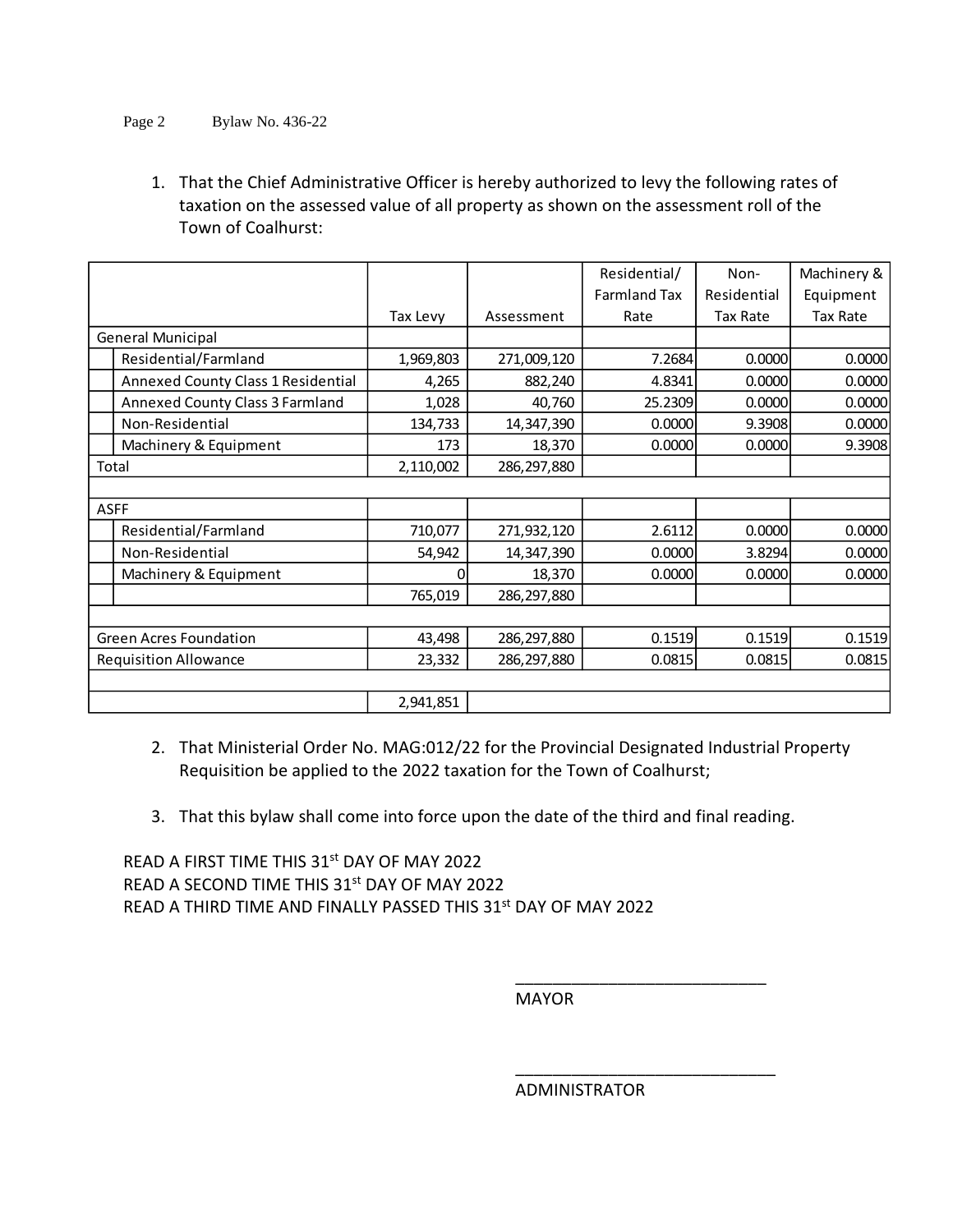1. That the Chief Administrative Officer is hereby authorized to levy the following rates of taxation on the assessed value of all property as shown on the assessment roll of the Town of Coalhurst:

| | Tax Levy | Assessment | Residential/ Farmland Tax Rate | Non-Residential Tax Rate | Machinery & Equipment Tax Rate |
|---|---|---|---|---|---|
| General Municipal | | | | | |
| Residential/Farmland | 1,969,803 | 271,009,120 | 7.2684 | 0.0000 | 0.0000 |
| Annexed County Class 1 Residential | 4,265 | 882,240 | 4.8341 | 0.0000 | 0.0000 |
| Annexed County Class 3 Farmland | 1,028 | 40,760 | 25.2309 | 0.0000 | 0.0000 |
| Non-Residential | 134,733 | 14,347,390 | 0.0000 | 9.3908 | 0.0000 |
| Machinery & Equipment | 173 | 18,370 | 0.0000 | 0.0000 | 9.3908 |
| Total | 2,110,002 | 286,297,880 | | | |
| | | | | | |
| ASFF | | | | | |
| Residential/Farmland | 710,077 | 271,932,120 | 2.6112 | 0.0000 | 0.0000 |
| Non-Residential | 54,942 | 14,347,390 | 0.0000 | 3.8294 | 0.0000 |
| Machinery & Equipment | 0 | 18,370 | 0.0000 | 0.0000 | 0.0000 |
| | 765,019 | 286,297,880 | | | |
| | | | | | |
| Green Acres Foundation | 43,498 | 286,297,880 | 0.1519 | 0.1519 | 0.1519 |
| Requisition Allowance | 23,332 | 286,297,880 | 0.0815 | 0.0815 | 0.0815 |
| | | | | | |
| | 2,941,851 | | | | |

2. That Ministerial Order No. MAG:012/22 for the Provincial Designated Industrial Property Requisition be applied to the 2022 taxation for the Town of Coalhurst;

3. That this bylaw shall come into force upon the date of the third and final reading.

READ A FIRST TIME THIS 31st DAY OF MAY 2022
READ A SECOND TIME THIS 31st DAY OF MAY 2022
READ A THIRD TIME AND FINALLY PASSED THIS 31st DAY OF MAY 2022

___________________________
MAYOR

___________________________
ADMINISTRATOR